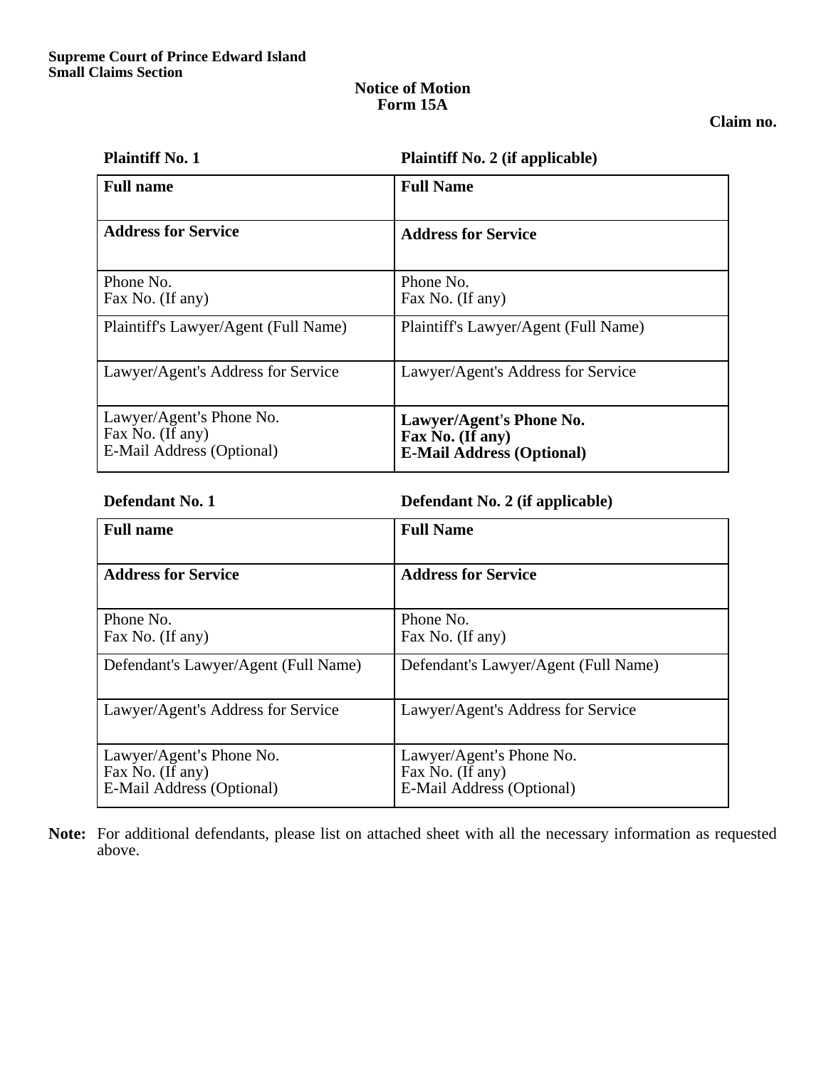**Supreme Court of Prince Edward Island**
**Small Claims Section**

## Notice of Motion
## Form 15A

**Claim no.**

| **Plaintiff No. 1** | **Plaintiff No. 2 (if applicable)** |
|---|---|
| **Full name** | **Full Name** |
| **Address for Service** | **Address for Service** |
| Phone No.<br>Fax No. (If any) | Phone No.<br>Fax No. (If any) |
| Plaintiff's Lawyer/Agent (Full Name) | Plaintiff's Lawyer/Agent (Full Name) |
| Lawyer/Agent's Address for Service | Lawyer/Agent's Address for Service |
| Lawyer/Agent's Phone No.<br>Fax No. (If any)<br>E-Mail Address (Optional) | **Lawyer/Agent's Phone No.**<br>**Fax No. (If any)**<br>**E-Mail Address (Optional)** |

| **Defendant No. 1** | **Defendant No. 2 (if applicable)** |
|---|---|
| **Full name** | **Full Name** |
| **Address for Service** | **Address for Service** |
| Phone No.<br>Fax No. (If any) | Phone No.<br>Fax No. (If any) |
| Defendant's Lawyer/Agent (Full Name) | Defendant's Lawyer/Agent (Full Name) |
| Lawyer/Agent's Address for Service | Lawyer/Agent's Address for Service |
| Lawyer/Agent's Phone No.<br>Fax No. (If any)<br>E-Mail Address (Optional) | Lawyer/Agent's Phone No.<br>Fax No. (If any)<br>E-Mail Address (Optional) |

**Note:** For additional defendants, please list on attached sheet with all the necessary information as requested above.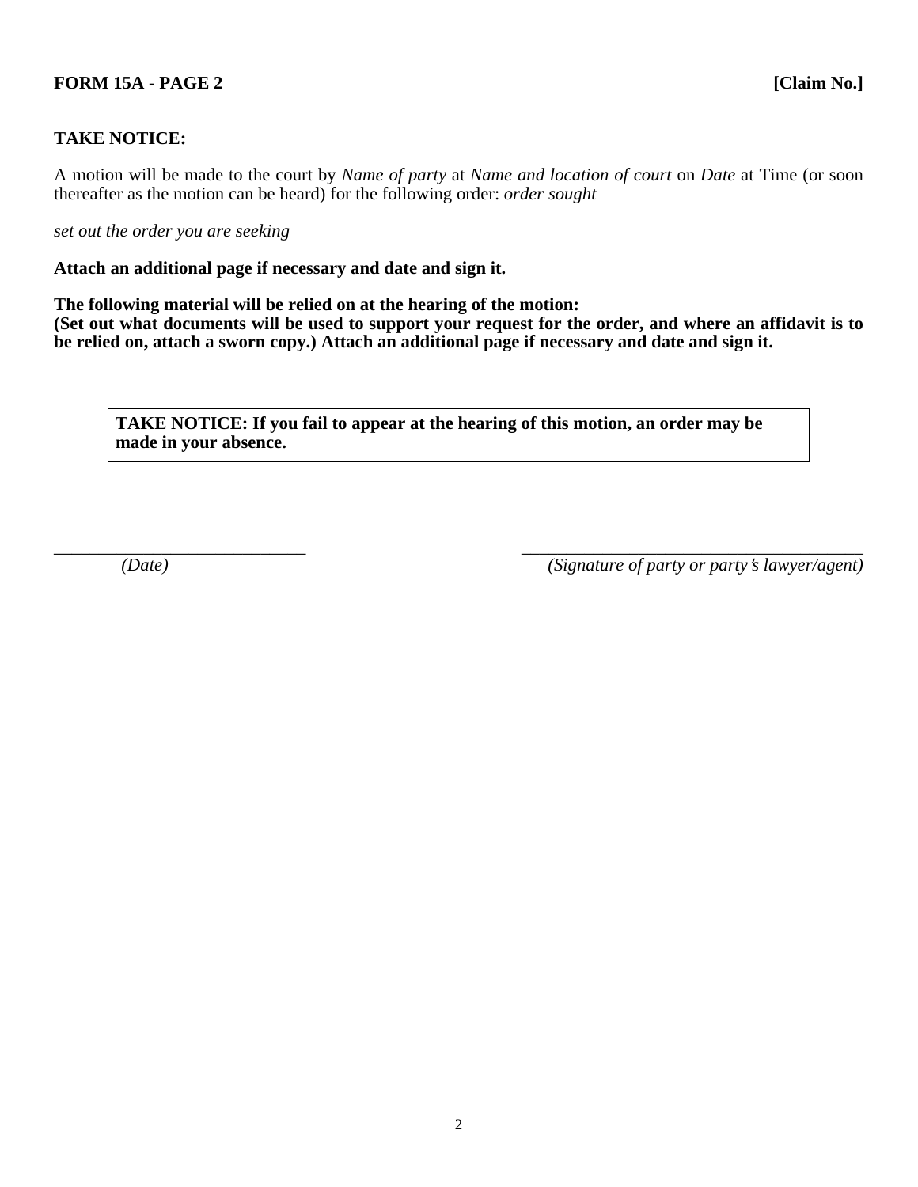**FORM 15A - PAGE 2** **[Claim No.]**

**TAKE NOTICE:**

A motion will be made to the court by *Name of party* at *Name and location of court* on *Date* at Time (or soon thereafter as the motion can be heard) for the following order: *order sought*

*set out the order you are seeking*

**Attach an additional page if necessary and date and sign it.**

**The following material will be relied on at the hearing of the motion:**
**(Set out what documents will be used to support your request for the order, and where an affidavit is to be relied on, attach a sworn copy.) Attach an additional page if necessary and date and sign it.**

> **TAKE NOTICE: If you fail to appear at the hearing of this motion, an order may be made in your absence.**

\_\_\_\_\_\_\_\_\_\_\_\_\_\_\_\_\_\_\_\_\_\_\_\_\_\_\_\_\_\_
*(Date)*

\_\_\_\_\_\_\_\_\_\_\_\_\_\_\_\_\_\_\_\_\_\_\_\_\_\_\_\_\_\_\_\_\_\_\_\_\_\_\_\_
*(Signature of party or party's lawyer/agent)*